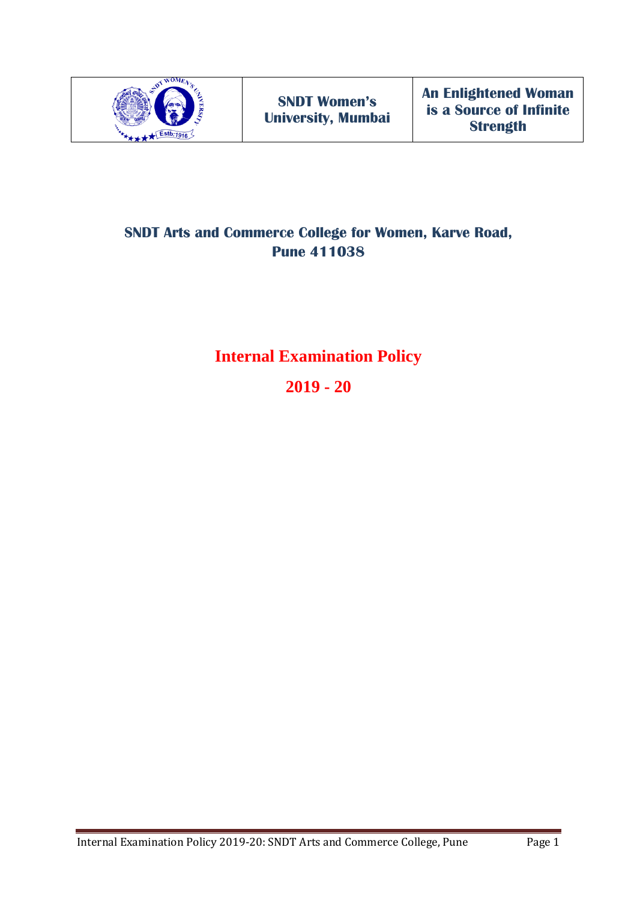| | SNDT Women's University, Mumbai | An Enlightened Woman is a Source of Infinite Strength |
|---|---|---|

## SNDT Arts and Commerce College for Women, Karve Road, Pune 411038

# Internal Examination Policy

# 2019 - 20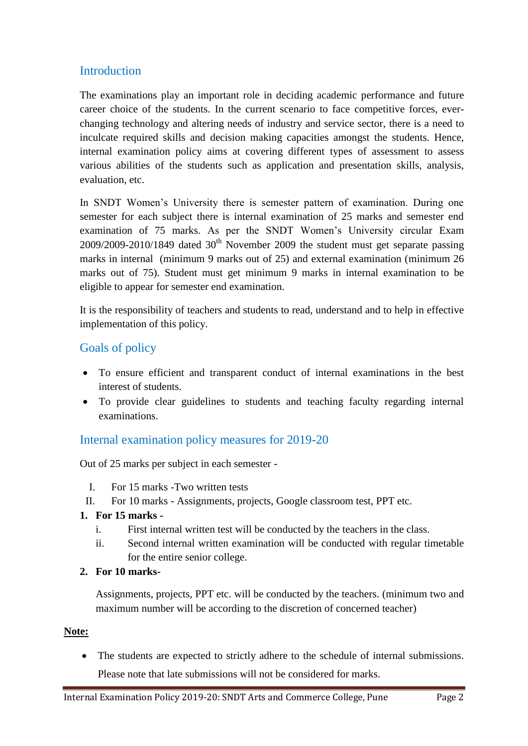## Introduction

The examinations play an important role in deciding academic performance and future career choice of the students. In the current scenario to face competitive forces, ever-changing technology and altering needs of industry and service sector, there is a need to inculcate required skills and decision making capacities amongst the students. Hence, internal examination policy aims at covering different types of assessment to assess various abilities of the students such as application and presentation skills, analysis, evaluation, etc.

In SNDT Women's University there is semester pattern of examination. During one semester for each subject there is internal examination of 25 marks and semester end examination of 75 marks. As per the SNDT Women's University circular Exam 2009/2009-2010/1849 dated 30th November 2009 the student must get separate passing marks in internal (minimum 9 marks out of 25) and external examination (minimum 26 marks out of 75). Student must get minimum 9 marks in internal examination to be eligible to appear for semester end examination.

It is the responsibility of teachers and students to read, understand and to help in effective implementation of this policy.

## Goals of policy

- To ensure efficient and transparent conduct of internal examinations in the best interest of students.
- To provide clear guidelines to students and teaching faculty regarding internal examinations.

## Internal examination policy measures for 2019-20

Out of 25 marks per subject in each semester -

I. For 15 marks -Two written tests

II. For 10 marks - Assignments, projects, Google classroom test, PPT etc.

1. **For 15 marks -**
   i. First internal written test will be conducted by the teachers in the class.
   ii. Second internal written examination will be conducted with regular timetable for the entire senior college.
2. **For 10 marks-**

   Assignments, projects, PPT etc. will be conducted by the teachers. (minimum two and maximum number will be according to the discretion of concerned teacher)

**Note:**

- The students are expected to strictly adhere to the schedule of internal submissions. Please note that late submissions will not be considered for marks.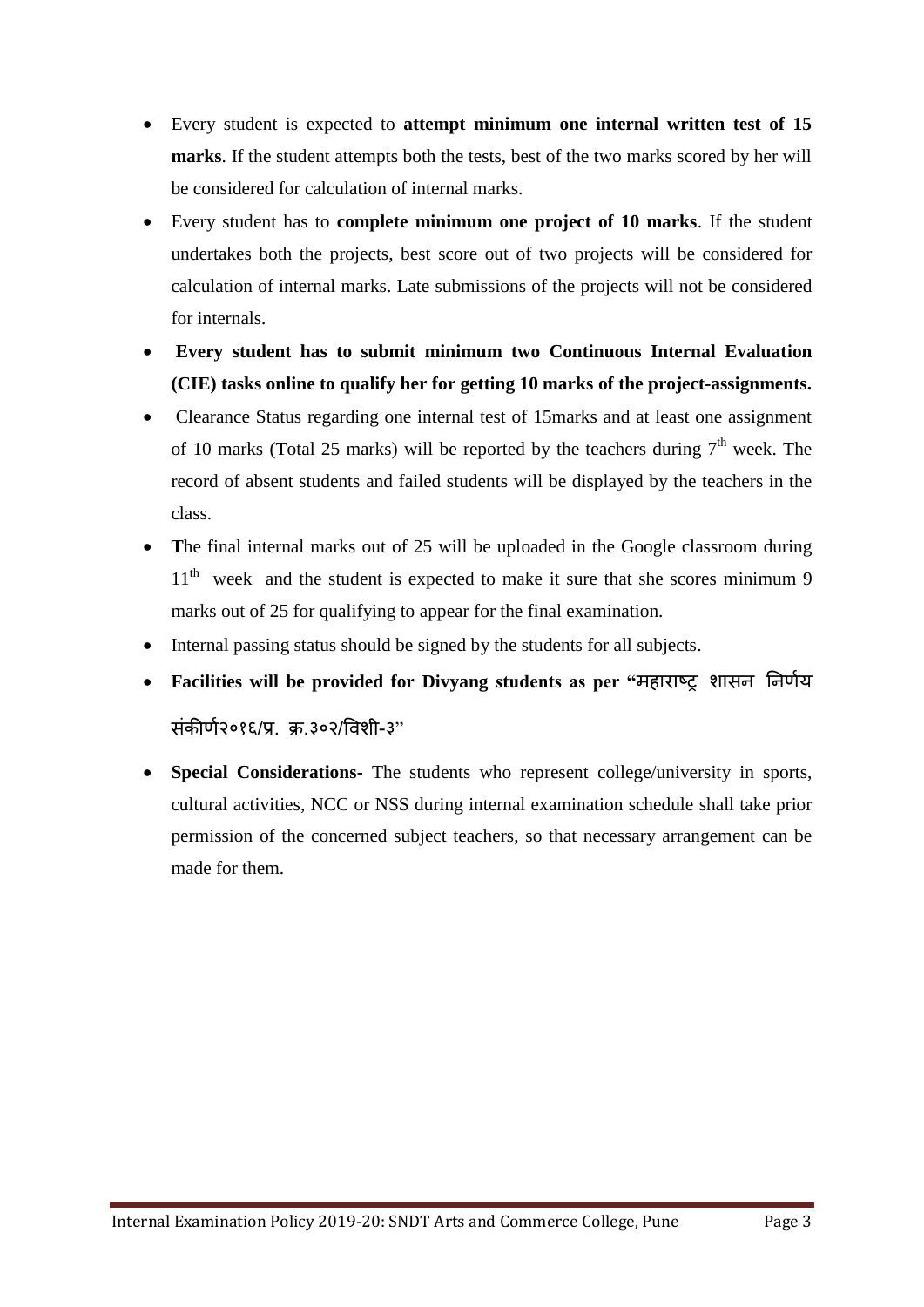- Every student is expected to **attempt minimum one internal written test of 15 marks**. If the student attempts both the tests, best of the two marks scored by her will be considered for calculation of internal marks.
- Every student has to **complete minimum one project of 10 marks**. If the student undertakes both the projects, best score out of two projects will be considered for calculation of internal marks. Late submissions of the projects will not be considered for internals.
- **Every student has to submit minimum two Continuous Internal Evaluation (CIE) tasks online to qualify her for getting 10 marks of the project-assignments.**
- Clearance Status regarding one internal test of 15marks and at least one assignment of 10 marks (Total 25 marks) will be reported by the teachers during 7th week. The record of absent students and failed students will be displayed by the teachers in the class.
- **T**he final internal marks out of 25 will be uploaded in the Google classroom during 11th week and the student is expected to make it sure that she scores minimum 9 marks out of 25 for qualifying to appear for the final examination.
- Internal passing status should be signed by the students for all subjects.
- **Facilities will be provided for Divyang students as per "**महाराष्ट्र शासन निर्णय संकीर्ण२०१६/प्र. क्र.३०२/विशी-३"
- **Special Considerations-** The students who represent college/university in sports, cultural activities, NCC or NSS during internal examination schedule shall take prior permission of the concerned subject teachers, so that necessary arrangement can be made for them.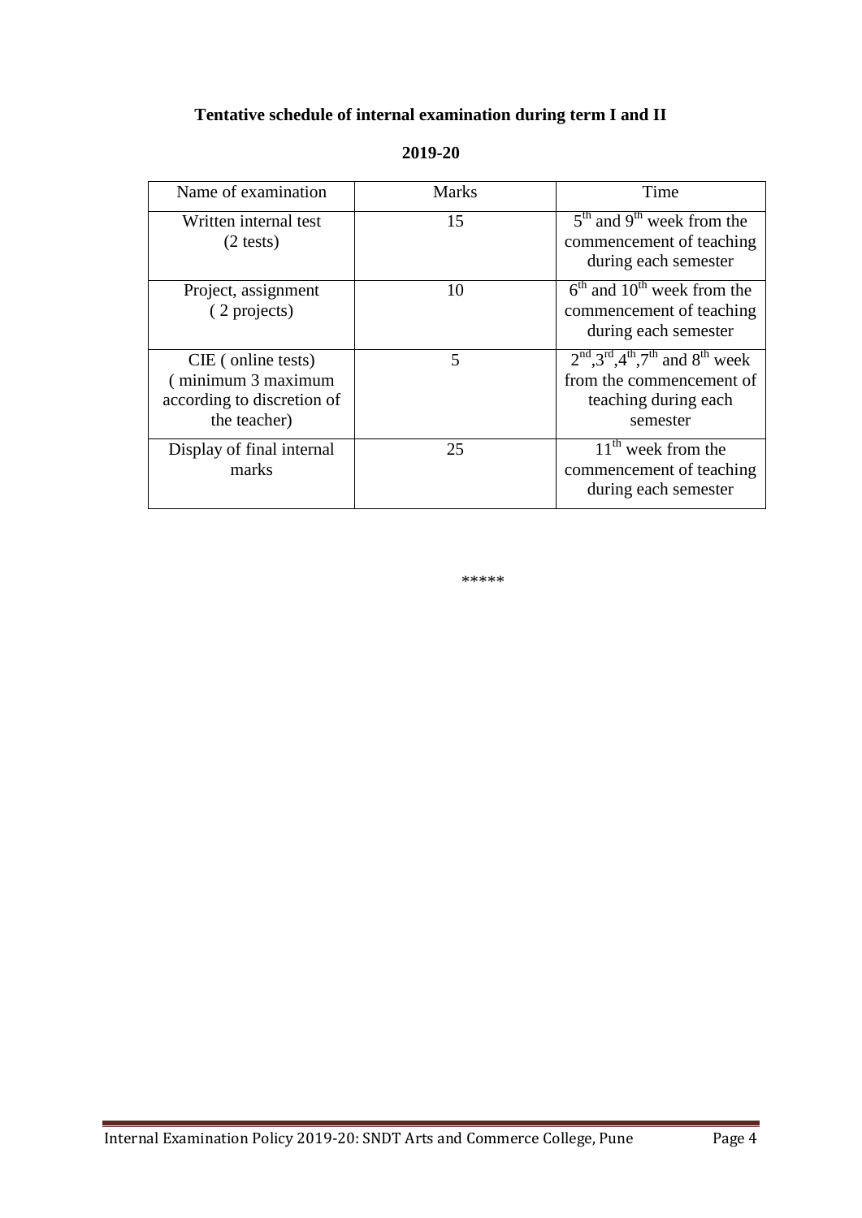**Tentative schedule of internal examination during term I and II**

**2019-20**

| Name of examination | Marks | Time |
|---|---|---|
| Written internal test (2 tests) | 15 | 5th and 9th week from the commencement of teaching during each semester |
| Project, assignment ( 2 projects) | 10 | 6th and 10th week from the commencement of teaching during each semester |
| CIE ( online tests) ( minimum 3 maximum according to discretion of the teacher) | 5 | 2nd,3rd,4th,7th and 8th week from the commencement of teaching during each semester |
| Display of final internal marks | 25 | 11th week from the commencement of teaching during each semester |

*****